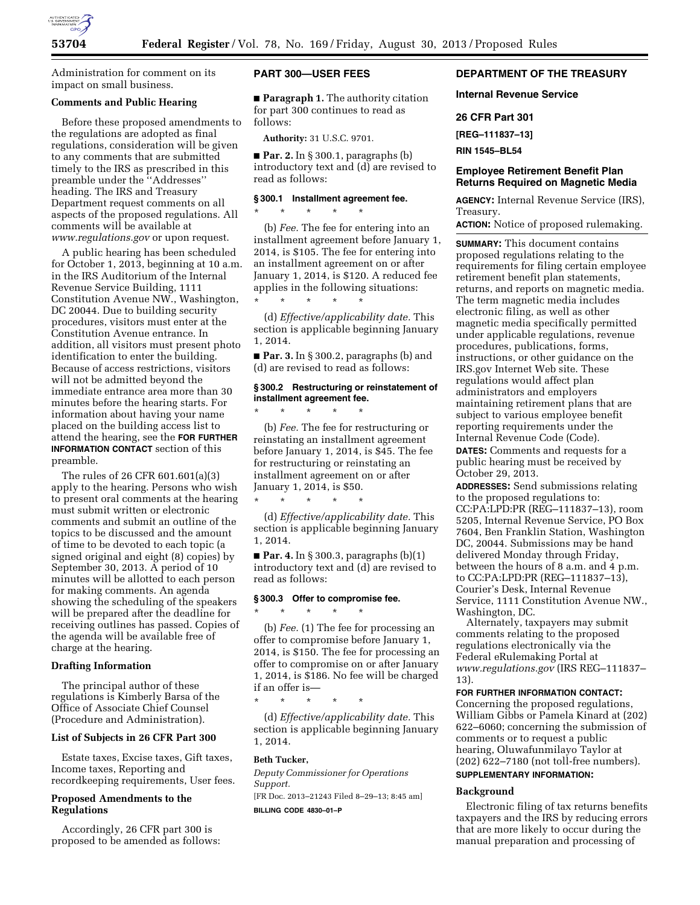Administration for comment on its impact on small business.

**Comments and Public Hearing**

Before these proposed amendments to the regulations are adopted as final regulations, consideration will be given to any comments that are submitted timely to the IRS as prescribed in this preamble under the ''Addresses'' heading. The IRS and Treasury Department request comments on all aspects of the proposed regulations. All comments will be available at *www.regulations.gov* or upon request.

A public hearing has been scheduled for October 1, 2013, beginning at 10 a.m. in the IRS Auditorium of the Internal Revenue Service Building, 1111 Constitution Avenue NW., Washington, DC 20044. Due to building security procedures, visitors must enter at the Constitution Avenue entrance. In addition, all visitors must present photo identification to enter the building. Because of access restrictions, visitors will not be admitted beyond the immediate entrance area more than 30 minutes before the hearing starts. For information about having your name placed on the building access list to attend the hearing, see the **FOR FURTHER INFORMATION CONTACT** section of this preamble.

The rules of 26 CFR 601.601(a)(3) apply to the hearing. Persons who wish to present oral comments at the hearing must submit written or electronic comments and submit an outline of the topics to be discussed and the amount of time to be devoted to each topic (a signed original and eight (8) copies) by September 30, 2013. A period of 10 minutes will be allotted to each person for making comments. An agenda showing the scheduling of the speakers will be prepared after the deadline for receiving outlines has passed. Copies of the agenda will be available free of charge at the hearing.

**Drafting Information**

The principal author of these regulations is Kimberly Barsa of the Office of Associate Chief Counsel (Procedure and Administration).

**List of Subjects in 26 CFR Part 300**

Estate taxes, Excise taxes, Gift taxes, Income taxes, Reporting and recordkeeping requirements, User fees.

**Proposed Amendments to the Regulations**

Accordingly, 26 CFR part 300 is proposed to be amended as follows:

**PART 300—USER FEES**

■ **Paragraph 1.** The authority citation for part 300 continues to read as follows:

**Authority:** 31 U.S.C. 9701.

■ **Par. 2.** In § 300.1, paragraphs (b) introductory text and (d) are revised to read as follows:

**§ 300.1 Installment agreement fee.**

\* \* \* \* \*

(b) *Fee.* The fee for entering into an installment agreement before January 1, 2014, is $105. The fee for entering into an installment agreement on or after January 1, 2014, is $120. A reduced fee applies in the following situations:

\* \* \* \* \*

(d) *Effective/applicability date.* This section is applicable beginning January 1, 2014.

■ **Par. 3.** In § 300.2, paragraphs (b) and (d) are revised to read as follows:

**§ 300.2 Restructuring or reinstatement of installment agreement fee.**

\* \* \* \* \*

(b) *Fee.* The fee for restructuring or reinstating an installment agreement before January 1, 2014, is $45. The fee for restructuring or reinstating an installment agreement on or after January 1, 2014, is $50.

\* \* \* \* \*

(d) *Effective/applicability date.* This section is applicable beginning January 1, 2014.

■ **Par. 4.** In § 300.3, paragraphs (b)(1) introductory text and (d) are revised to read as follows:

**§ 300.3 Offer to compromise fee.**

\* \* \* \* \*

(b) *Fee.* (1) The fee for processing an offer to compromise before January 1, 2014, is $150. The fee for processing an offer to compromise on or after January 1, 2014, is $186. No fee will be charged if an offer is—

\* \* \* \* \*

(d) *Effective/applicability date.* This section is applicable beginning January 1, 2014.

**Beth Tucker,**

*Deputy Commissioner for Operations Support.*

[FR Doc. 2013–21243 Filed 8–29–13; 8:45 am]

**BILLING CODE 4830–01–P**

**DEPARTMENT OF THE TREASURY**

**Internal Revenue Service**

**26 CFR Part 301**

**[REG–111837–13]**

**RIN 1545–BL54**

## Employee Retirement Benefit Plan Returns Required on Magnetic Media

**AGENCY:** Internal Revenue Service (IRS), Treasury.

**ACTION:** Notice of proposed rulemaking.

**SUMMARY:** This document contains proposed regulations relating to the requirements for filing certain employee retirement benefit plan statements, returns, and reports on magnetic media. The term magnetic media includes electronic filing, as well as other magnetic media specifically permitted under applicable regulations, revenue procedures, publications, forms, instructions, or other guidance on the IRS.gov Internet Web site. These regulations would affect plan administrators and employers maintaining retirement plans that are subject to various employee benefit reporting requirements under the Internal Revenue Code (Code).

**DATES:** Comments and requests for a public hearing must be received by October 29, 2013.

**ADDRESSES:** Send submissions relating to the proposed regulations to: CC:PA:LPD:PR (REG–111837–13), room 5205, Internal Revenue Service, PO Box 7604, Ben Franklin Station, Washington DC, 20044. Submissions may be hand delivered Monday through Friday, between the hours of 8 a.m. and 4 p.m. to CC:PA:LPD:PR (REG–111837–13), Courier's Desk, Internal Revenue Service, 1111 Constitution Avenue NW., Washington, DC.

Alternately, taxpayers may submit comments relating to the proposed regulations electronically via the Federal eRulemaking Portal at *www.regulations.gov* (IRS REG–111837–13).

**FOR FURTHER INFORMATION CONTACT:** Concerning the proposed regulations, William Gibbs or Pamela Kinard at (202) 622–6060; concerning the submission of comments or to request a public hearing, Oluwafunmilayo Taylor at (202) 622–7180 (not toll-free numbers).

**SUPPLEMENTARY INFORMATION:**

**Background**

Electronic filing of tax returns benefits taxpayers and the IRS by reducing errors that are more likely to occur during the manual preparation and processing of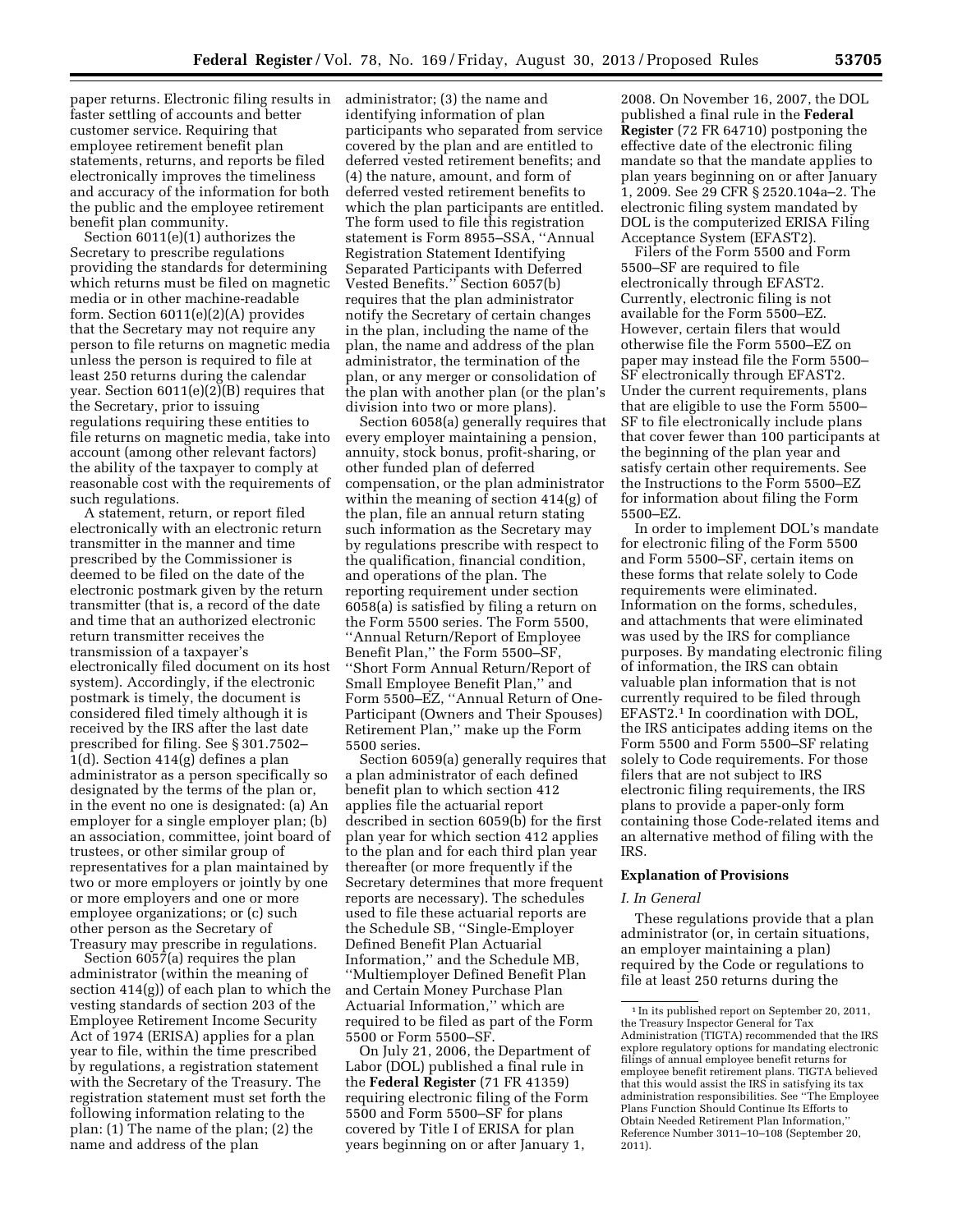paper returns. Electronic filing results in faster settling of accounts and better customer service. Requiring that employee retirement benefit plan statements, returns, and reports be filed electronically improves the timeliness and accuracy of the information for both the public and the employee retirement benefit plan community.

Section 6011(e)(1) authorizes the Secretary to prescribe regulations providing the standards for determining which returns must be filed on magnetic media or in other machine-readable form. Section 6011(e)(2)(A) provides that the Secretary may not require any person to file returns on magnetic media unless the person is required to file at least 250 returns during the calendar year. Section 6011(e)(2)(B) requires that the Secretary, prior to issuing regulations requiring these entities to file returns on magnetic media, take into account (among other relevant factors) the ability of the taxpayer to comply at reasonable cost with the requirements of such regulations.

A statement, return, or report filed electronically with an electronic return transmitter in the manner and time prescribed by the Commissioner is deemed to be filed on the date of the electronic postmark given by the return transmitter (that is, a record of the date and time that an authorized electronic return transmitter receives the transmission of a taxpayer's electronically filed document on its host system). Accordingly, if the electronic postmark is timely, the document is considered filed timely although it is received by the IRS after the last date prescribed for filing. See § 301.7502–1(d). Section 414(g) defines a plan administrator as a person specifically so designated by the terms of the plan or, in the event no one is designated: (a) An employer for a single employer plan; (b) an association, committee, joint board of trustees, or other similar group of representatives for a plan maintained by two or more employers or jointly by one or more employers and one or more employee organizations; or (c) such other person as the Secretary of Treasury may prescribe in regulations.

Section 6057(a) requires the plan administrator (within the meaning of section 414(g)) of each plan to which the vesting standards of section 203 of the Employee Retirement Income Security Act of 1974 (ERISA) applies for a plan year to file, within the time prescribed by regulations, a registration statement with the Secretary of the Treasury. The registration statement must set forth the following information relating to the plan: (1) The name of the plan; (2) the name and address of the plan administrator; (3) the name and identifying information of plan participants who separated from service covered by the plan and are entitled to deferred vested retirement benefits; and (4) the nature, amount, and form of deferred vested retirement benefits to which the plan participants are entitled. The form used to file this registration statement is Form 8955–SSA, ''Annual Registration Statement Identifying Separated Participants with Deferred Vested Benefits.'' Section 6057(b) requires that the plan administrator notify the Secretary of certain changes in the plan, including the name of the plan, the name and address of the plan administrator, the termination of the plan, or any merger or consolidation of the plan with another plan (or the plan's division into two or more plans).

Section 6058(a) generally requires that every employer maintaining a pension, annuity, stock bonus, profit-sharing, or other funded plan of deferred compensation, or the plan administrator within the meaning of section 414(g) of the plan, file an annual return stating such information as the Secretary may by regulations prescribe with respect to the qualification, financial condition, and operations of the plan. The reporting requirement under section 6058(a) is satisfied by filing a return on the Form 5500 series. The Form 5500, ''Annual Return/Report of Employee Benefit Plan,'' the Form 5500–SF, ''Short Form Annual Return/Report of Small Employee Benefit Plan,'' and Form 5500–EZ, ''Annual Return of One-Participant (Owners and Their Spouses) Retirement Plan,'' make up the Form 5500 series.

Section 6059(a) generally requires that a plan administrator of each defined benefit plan to which section 412 applies file the actuarial report described in section 6059(b) for the first plan year for which section 412 applies to the plan and for each third plan year thereafter (or more frequently if the Secretary determines that more frequent reports are necessary). The schedules used to file these actuarial reports are the Schedule SB, ''Single-Employer Defined Benefit Plan Actuarial Information,'' and the Schedule MB, ''Multiemployer Defined Benefit Plan and Certain Money Purchase Plan Actuarial Information,'' which are required to be filed as part of the Form 5500 or Form 5500–SF.

On July 21, 2006, the Department of Labor (DOL) published a final rule in the **Federal Register** (71 FR 41359) requiring electronic filing of the Form 5500 and Form 5500–SF for plans covered by Title I of ERISA for plan years beginning on or after January 1, 2008. On November 16, 2007, the DOL published a final rule in the **Federal Register** (72 FR 64710) postponing the effective date of the electronic filing mandate so that the mandate applies to plan years beginning on or after January 1, 2009. See 29 CFR § 2520.104a–2. The electronic filing system mandated by DOL is the computerized ERISA Filing Acceptance System (EFAST2).

Filers of the Form 5500 and Form 5500–SF are required to file electronically through EFAST2. Currently, electronic filing is not available for the Form 5500–EZ. However, certain filers that would otherwise file the Form 5500–EZ on paper may instead file the Form 5500–SF electronically through EFAST2. Under the current requirements, plans that are eligible to use the Form 5500–SF to file electronically include plans that cover fewer than 100 participants at the beginning of the plan year and satisfy certain other requirements. See the Instructions to the Form 5500–EZ for information about filing the Form 5500–EZ.

In order to implement DOL's mandate for electronic filing of the Form 5500 and Form 5500–SF, certain items on these forms that relate solely to Code requirements were eliminated. Information on the forms, schedules, and attachments that were eliminated was used by the IRS for compliance purposes. By mandating electronic filing of information, the IRS can obtain valuable plan information that is not currently required to be filed through EFAST2.[1] In coordination with DOL, the IRS anticipates adding items on the Form 5500 and Form 5500–SF relating solely to Code requirements. For those filers that are not subject to IRS electronic filing requirements, the IRS plans to provide a paper-only form containing those Code-related items and an alternative method of filing with the IRS.

## Explanation of Provisions

### *I. In General*

These regulations provide that a plan administrator (or, in certain situations, an employer maintaining a plan) required by the Code or regulations to file at least 250 returns during the

---

[1] In its published report on September 20, 2011, the Treasury Inspector General for Tax Administration (TIGTA) recommended that the IRS explore regulatory options for mandating electronic filings of annual employee benefit returns for employee benefit retirement plans. TIGTA believed that this would assist the IRS in satisfying its tax administration responsibilities. See ''The Employee Plans Function Should Continue Its Efforts to Obtain Needed Retirement Plan Information,'' Reference Number 3011–10–108 (September 20, 2011).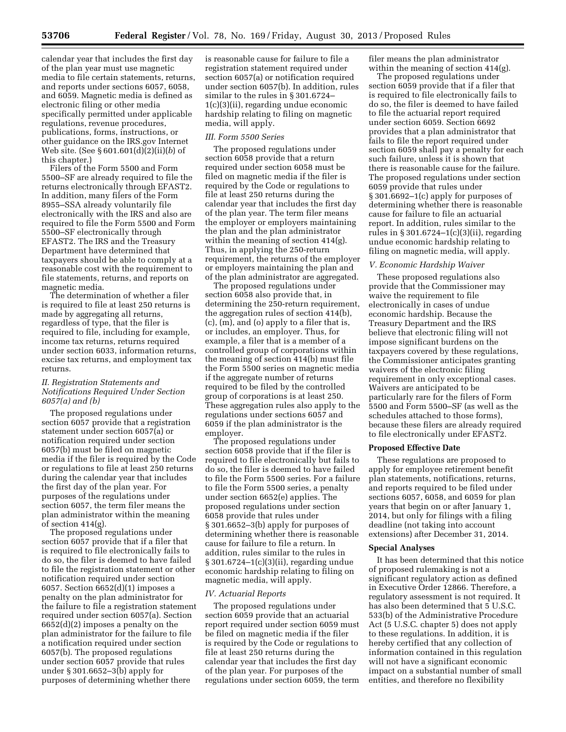calendar year that includes the first day of the plan year must use magnetic media to file certain statements, returns, and reports under sections 6057, 6058, and 6059. Magnetic media is defined as electronic filing or other media specifically permitted under applicable regulations, revenue procedures, publications, forms, instructions, or other guidance on the IRS.gov Internet Web site. (See § 601.601(d)(2)(ii)(*b*) of this chapter.)

Filers of the Form 5500 and Form 5500–SF are already required to file the returns electronically through EFAST2. In addition, many filers of the Form 8955–SSA already voluntarily file electronically with the IRS and also are required to file the Form 5500 and Form 5500–SF electronically through EFAST2. The IRS and the Treasury Department have determined that taxpayers should be able to comply at a reasonable cost with the requirement to file statements, returns, and reports on magnetic media.

The determination of whether a filer is required to file at least 250 returns is made by aggregating all returns, regardless of type, that the filer is required to file, including for example, income tax returns, returns required under section 6033, information returns, excise tax returns, and employment tax returns.

*II. Registration Statements and Notifications Required Under Section 6057(a) and (b)*

The proposed regulations under section 6057 provide that a registration statement under section 6057(a) or notification required under section 6057(b) must be filed on magnetic media if the filer is required by the Code or regulations to file at least 250 returns during the calendar year that includes the first day of the plan year. For purposes of the regulations under section 6057, the term filer means the plan administrator within the meaning of section 414(g).

The proposed regulations under section 6057 provide that if a filer that is required to file electronically fails to do so, the filer is deemed to have failed to file the registration statement or other notification required under section 6057. Section 6652(d)(1) imposes a penalty on the plan administrator for the failure to file a registration statement required under section 6057(a). Section 6652(d)(2) imposes a penalty on the plan administrator for the failure to file a notification required under section 6057(b). The proposed regulations under section 6057 provide that rules under § 301.6652–3(b) apply for purposes of determining whether there is reasonable cause for failure to file a registration statement required under section 6057(a) or notification required under section 6057(b). In addition, rules similar to the rules in § 301.6724–1(c)(3)(ii), regarding undue economic hardship relating to filing on magnetic media, will apply.

*III. Form 5500 Series*

The proposed regulations under section 6058 provide that a return required under section 6058 must be filed on magnetic media if the filer is required by the Code or regulations to file at least 250 returns during the calendar year that includes the first day of the plan year. The term filer means the employer or employers maintaining the plan and the plan administrator within the meaning of section 414(g). Thus, in applying the 250-return requirement, the returns of the employer or employers maintaining the plan and of the plan administrator are aggregated.

The proposed regulations under section 6058 also provide that, in determining the 250-return requirement, the aggregation rules of section 414(b), (c), (m), and (o) apply to a filer that is, or includes, an employer. Thus, for example, a filer that is a member of a controlled group of corporations within the meaning of section 414(b) must file the Form 5500 series on magnetic media if the aggregate number of returns required to be filed by the controlled group of corporations is at least 250. These aggregation rules also apply to the regulations under sections 6057 and 6059 if the plan administrator is the employer.

The proposed regulations under section 6058 provide that if the filer is required to file electronically but fails to do so, the filer is deemed to have failed to file the Form 5500 series. For a failure to file the Form 5500 series, a penalty under section 6652(e) applies. The proposed regulations under section 6058 provide that rules under § 301.6652–3(b) apply for purposes of determining whether there is reasonable cause for failure to file a return. In addition, rules similar to the rules in § 301.6724–1(c)(3)(ii), regarding undue economic hardship relating to filing on magnetic media, will apply.

*IV. Actuarial Reports*

The proposed regulations under section 6059 provide that an actuarial report required under section 6059 must be filed on magnetic media if the filer is required by the Code or regulations to file at least 250 returns during the calendar year that includes the first day of the plan year. For purposes of the regulations under section 6059, the term filer means the plan administrator within the meaning of section 414(g).

The proposed regulations under section 6059 provide that if a filer that is required to file electronically fails to do so, the filer is deemed to have failed to file the actuarial report required under section 6059. Section 6692 provides that a plan administrator that fails to file the report required under section 6059 shall pay a penalty for each such failure, unless it is shown that there is reasonable cause for the failure. The proposed regulations under section 6059 provide that rules under § 301.6692–1(c) apply for purposes of determining whether there is reasonable cause for failure to file an actuarial report. In addition, rules similar to the rules in § 301.6724–1(c)(3)(ii), regarding undue economic hardship relating to filing on magnetic media, will apply.

*V. Economic Hardship Waiver*

These proposed regulations also provide that the Commissioner may waive the requirement to file electronically in cases of undue economic hardship. Because the Treasury Department and the IRS believe that electronic filing will not impose significant burdens on the taxpayers covered by these regulations, the Commissioner anticipates granting waivers of the electronic filing requirement in only exceptional cases. Waivers are anticipated to be particularly rare for the filers of Form 5500 and Form 5500–SF (as well as the schedules attached to those forms), because these filers are already required to file electronically under EFAST2.

**Proposed Effective Date**

These regulations are proposed to apply for employee retirement benefit plan statements, notifications, returns, and reports required to be filed under sections 6057, 6058, and 6059 for plan years that begin on or after January 1, 2014, but only for filings with a filing deadline (not taking into account extensions) after December 31, 2014.

**Special Analyses**

It has been determined that this notice of proposed rulemaking is not a significant regulatory action as defined in Executive Order 12866. Therefore, a regulatory assessment is not required. It has also been determined that 5 U.S.C. 533(b) of the Administrative Procedure Act (5 U.S.C. chapter 5) does not apply to these regulations. In addition, it is hereby certified that any collection of information contained in this regulation will not have a significant economic impact on a substantial number of small entities, and therefore no flexibility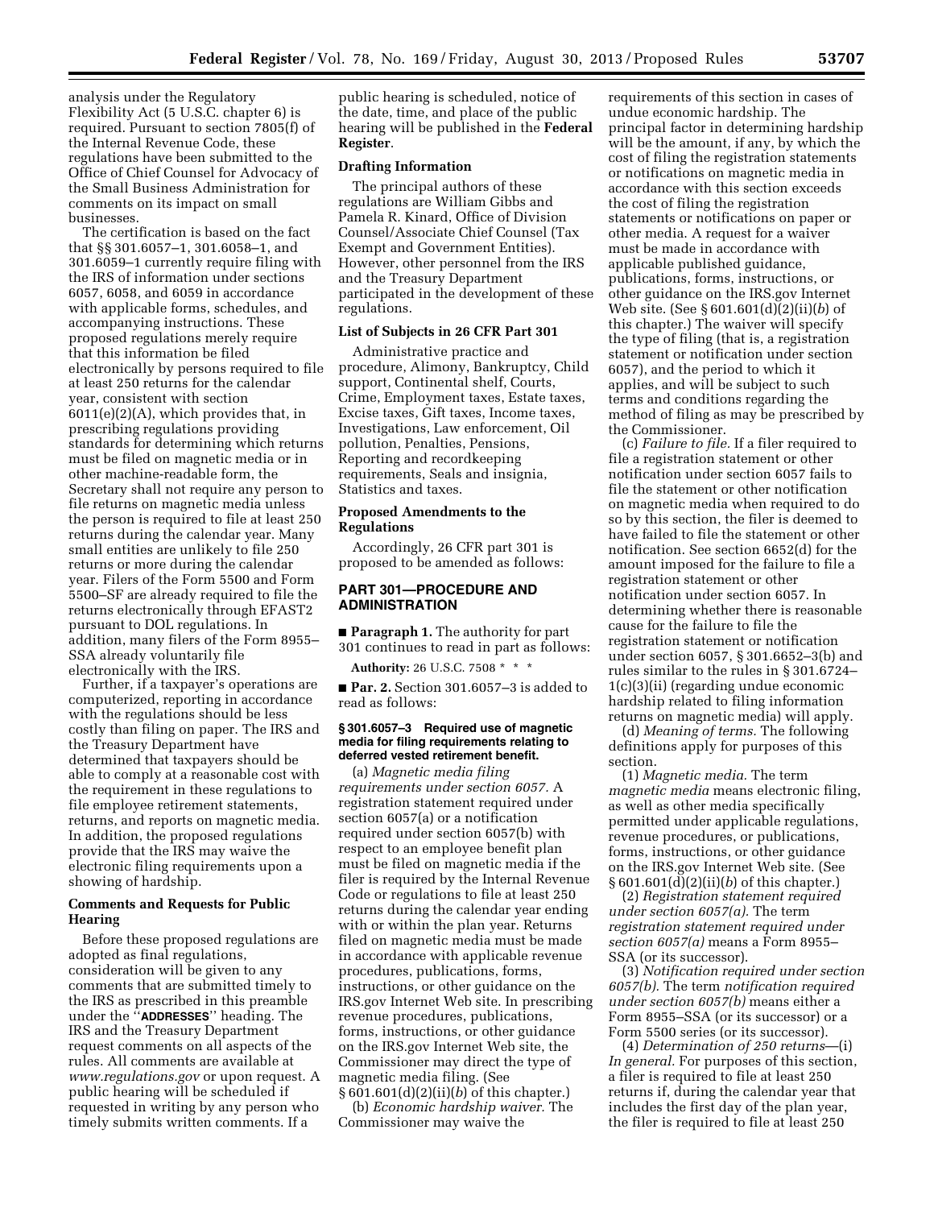analysis under the Regulatory Flexibility Act (5 U.S.C. chapter 6) is required. Pursuant to section 7805(f) of the Internal Revenue Code, these regulations have been submitted to the Office of Chief Counsel for Advocacy of the Small Business Administration for comments on its impact on small businesses.

The certification is based on the fact that §§ 301.6057–1, 301.6058–1, and 301.6059–1 currently require filing with the IRS of information under sections 6057, 6058, and 6059 in accordance with applicable forms, schedules, and accompanying instructions. These proposed regulations merely require that this information be filed electronically by persons required to file at least 250 returns for the calendar year, consistent with section 6011(e)(2)(A), which provides that, in prescribing regulations providing standards for determining which returns must be filed on magnetic media or in other machine-readable form, the Secretary shall not require any person to file returns on magnetic media unless the person is required to file at least 250 returns during the calendar year. Many small entities are unlikely to file 250 returns or more during the calendar year. Filers of the Form 5500 and Form 5500–SF are already required to file the returns electronically through EFAST2 pursuant to DOL regulations. In addition, many filers of the Form 8955–SSA already voluntarily file electronically with the IRS.

Further, if a taxpayer's operations are computerized, reporting in accordance with the regulations should be less costly than filing on paper. The IRS and the Treasury Department have determined that taxpayers should be able to comply at a reasonable cost with the requirement in these regulations to file employee retirement statements, returns, and reports on magnetic media. In addition, the proposed regulations provide that the IRS may waive the electronic filing requirements upon a showing of hardship.

## Comments and Requests for Public Hearing

Before these proposed regulations are adopted as final regulations, consideration will be given to any comments that are submitted timely to the IRS as prescribed in this preamble under the "**ADDRESSES**" heading. The IRS and the Treasury Department request comments on all aspects of the rules. All comments are available at *www.regulations.gov* or upon request. A public hearing will be scheduled if requested in writing by any person who timely submits written comments. If a public hearing is scheduled, notice of the date, time, and place of the public hearing will be published in the **Federal Register**.

## Drafting Information

The principal authors of these regulations are William Gibbs and Pamela R. Kinard, Office of Division Counsel/Associate Chief Counsel (Tax Exempt and Government Entities). However, other personnel from the IRS and the Treasury Department participated in the development of these regulations.

## List of Subjects in 26 CFR Part 301

Administrative practice and procedure, Alimony, Bankruptcy, Child support, Continental shelf, Courts, Crime, Employment taxes, Estate taxes, Excise taxes, Gift taxes, Income taxes, Investigations, Law enforcement, Oil pollution, Penalties, Pensions, Reporting and recordkeeping requirements, Seals and insignia, Statistics and taxes.

## Proposed Amendments to the Regulations

Accordingly, 26 CFR part 301 is proposed to be amended as follows:

## PART 301—PROCEDURE AND ADMINISTRATION

■ **Paragraph 1.** The authority for part 301 continues to read in part as follows:

**Authority:** 26 U.S.C. 7508 * * *

■ **Par. 2.** Section 301.6057–3 is added to read as follows:

### § 301.6057–3 Required use of magnetic media for filing requirements relating to deferred vested retirement benefit.

(a) *Magnetic media filing requirements under section 6057.* A registration statement required under section 6057(a) or a notification required under section 6057(b) with respect to an employee benefit plan must be filed on magnetic media if the filer is required by the Internal Revenue Code or regulations to file at least 250 returns during the calendar year ending with or within the plan year. Returns filed on magnetic media must be made in accordance with applicable revenue procedures, publications, forms, instructions, or other guidance on the IRS.gov Internet Web site. In prescribing revenue procedures, publications, forms, instructions, or other guidance on the IRS.gov Internet Web site, the Commissioner may direct the type of magnetic media filing. (See § 601.601(d)(2)(ii)(*b*) of this chapter.)

(b) *Economic hardship waiver.* The Commissioner may waive the requirements of this section in cases of undue economic hardship. The principal factor in determining hardship will be the amount, if any, by which the cost of filing the registration statements or notifications on magnetic media in accordance with this section exceeds the cost of filing the registration statements or notifications on paper or other media. A request for a waiver must be made in accordance with applicable published guidance, publications, forms, instructions, or other guidance on the IRS.gov Internet Web site. (See § 601.601(d)(2)(ii)(*b*) of this chapter.) The waiver will specify the type of filing (that is, a registration statement or notification under section 6057), and the period to which it applies, and will be subject to such terms and conditions regarding the method of filing as may be prescribed by the Commissioner.

(c) *Failure to file.* If a filer required to file a registration statement or other notification under section 6057 fails to file the statement or other notification on magnetic media when required to do so by this section, the filer is deemed to have failed to file the statement or other notification. See section 6652(d) for the amount imposed for the failure to file a registration statement or other notification under section 6057. In determining whether there is reasonable cause for the failure to file the registration statement or notification under section 6057, § 301.6652–3(b) and rules similar to the rules in § 301.6724–1(c)(3)(ii) (regarding undue economic hardship related to filing information returns on magnetic media) will apply.

(d) *Meaning of terms.* The following definitions apply for purposes of this section.

(1) *Magnetic media.* The term *magnetic media* means electronic filing, as well as other media specifically permitted under applicable regulations, revenue procedures, or publications, forms, instructions, or other guidance on the IRS.gov Internet Web site. (See § 601.601(d)(2)(ii)(*b*) of this chapter.)

(2) *Registration statement required under section 6057(a).* The term *registration statement required under section 6057(a)* means a Form 8955–SSA (or its successor).

(3) *Notification required under section 6057(b).* The term *notification required under section 6057(b)* means either a Form 8955–SSA (or its successor) or a Form 5500 series (or its successor).

(4) *Determination of 250 returns*—(i) *In general.* For purposes of this section, a filer is required to file at least 250 returns if, during the calendar year that includes the first day of the plan year, the filer is required to file at least 250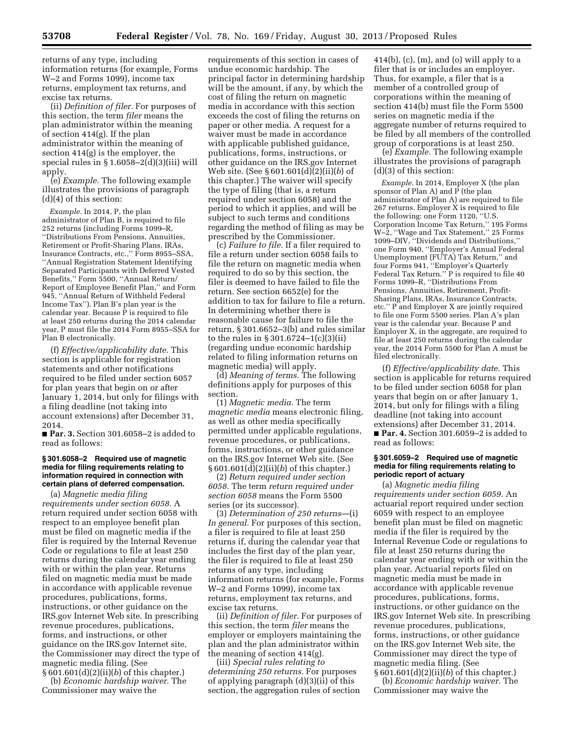returns of any type, including information returns (for example, Forms W–2 and Forms 1099), income tax returns, employment tax returns, and excise tax returns.

(ii) *Definition of filer.* For purposes of this section, the term *filer* means the plan administrator within the meaning of section 414(g). If the plan administrator within the meaning of section 414(g) is the employer, the special rules in § 1.6058–2(d)(3)(iii) will apply.

(e) *Example.* The following example illustrates the provisions of paragraph (d)(4) of this section:

*Example.* In 2014, P, the plan administrator of Plan B, is required to file 252 returns (including Forms 1099–R, ''Distributions From Pensions, Annuities, Retirement or Profit-Sharing Plans, IRAs, Insurance Contracts, etc.,'' Form 8955–SSA, ''Annual Registration Statement Identifying Separated Participants with Deferred Vested Benefits,'' Form 5500, ''Annual Return/Report of Employee Benefit Plan,'' and Form 945, ''Annual Return of Withheld Federal Income Tax''). Plan B's plan year is the calendar year. Because P is required to file at least 250 returns during the 2014 calendar year, P must file the 2014 Form 8955–SSA for Plan B electronically.

(f) *Effective/applicability date.* This section is applicable for registration statements and other notifications required to be filed under section 6057 for plan years that begin on or after January 1, 2014, but only for filings with a filing deadline (not taking into account extensions) after December 31, 2014.

■ **Par. 3.** Section 301.6058–2 is added to read as follows:

### § 301.6058–2 Required use of magnetic media for filing requirements relating to information required in connection with certain plans of deferred compensation.

(a) *Magnetic media filing requirements under section 6058.* A return required under section 6058 with respect to an employee benefit plan must be filed on magnetic media if the filer is required by the Internal Revenue Code or regulations to file at least 250 returns during the calendar year ending with or within the plan year. Returns filed on magnetic media must be made in accordance with applicable revenue procedures, publications, forms, instructions, or other guidance on the IRS.gov Internet Web site. In prescribing revenue procedures, publications, forms, and instructions, or other guidance on the IRS.gov Internet site, the Commissioner may direct the type of magnetic media filing. (See § 601.601(d)(2)(ii)(*b*) of this chapter.)

(b) *Economic hardship waiver.* The Commissioner may waive the requirements of this section in cases of undue economic hardship. The principal factor in determining hardship will be the amount, if any, by which the cost of filing the return on magnetic media in accordance with this section exceeds the cost of filing the returns on paper or other media. A request for a waiver must be made in accordance with applicable published guidance, publications, forms, instructions, or other guidance on the IRS.gov Internet Web site. (See § 601.601(d)(2)(ii)(*b*) of this chapter.) The waiver will specify the type of filing (that is, a return required under section 6058) and the period to which it applies, and will be subject to such terms and conditions regarding the method of filing as may be prescribed by the Commissioner.

(c) *Failure to file.* If a filer required to file a return under section 6058 fails to file the return on magnetic media when required to do so by this section, the filer is deemed to have failed to file the return. See section 6652(e) for the addition to tax for failure to file a return. In determining whether there is reasonable cause for failure to file the return, § 301.6652–3(b) and rules similar to the rules in § 301.6724–1(c)(3)(ii) (regarding undue economic hardship related to filing information returns on magnetic media) will apply.

(d) *Meaning of terms.* The following definitions apply for purposes of this section.

(1) *Magnetic media.* The term *magnetic media* means electronic filing, as well as other media specifically permitted under applicable regulations, revenue procedures, or publications, forms, instructions, or other guidance on the IRS.gov Internet Web site. (See § 601.601(d)(2)(ii)(*b*) of this chapter.)

(2) *Return required under section 6058.* The term *return required under section 6058* means the Form 5500 series (or its successor).

(3) *Determination of 250 returns*—(i) *In general.* For purposes of this section, a filer is required to file at least 250 returns if, during the calendar year that includes the first day of the plan year, the filer is required to file at least 250 returns of any type, including information returns (for example, Forms W–2 and Forms 1099), income tax returns, employment tax returns, and excise tax returns.

(ii) *Definition of filer.* For purposes of this section, the term *filer* means the employer or employers maintaining the plan and the plan administrator within the meaning of section 414(g).

(iii) *Special rules relating to determining 250 returns.* For purposes of applying paragraph (d)(3)(ii) of this section, the aggregation rules of section 414(b), (c), (m), and (o) will apply to a filer that is or includes an employer. Thus, for example, a filer that is a member of a controlled group of corporations within the meaning of section 414(b) must file the Form 5500 series on magnetic media if the aggregate number of returns required to be filed by all members of the controlled group of corporations is at least 250.

(e) *Example.* The following example illustrates the provisions of paragraph (d)(3) of this section:

*Example.* In 2014, Employer X (the plan sponsor of Plan A) and P (the plan administrator of Plan A) are required to file 267 returns. Employer X is required to file the following: one Form 1120, ''U.S. Corporation Income Tax Return,'' 195 Forms W–2, ''Wage and Tax Statement,'' 25 Forms 1099–DIV, ''Dividends and Distributions,'' one Form 940, ''Employer's Annual Federal Unemployment (FUTA) Tax Return,'' and four Forms 941, ''Employer's Quarterly Federal Tax Return.'' P is required to file 40 Forms 1099–R, ''Distributions From Pensions, Annuities, Retirement, Profit-Sharing Plans, IRAs, Insurance Contracts, etc.'' P and Employer X are jointly required to file one Form 5500 series. Plan A's plan year is the calendar year. Because P and Employer X, in the aggregate, are required to file at least 250 returns during the calendar year, the 2014 Form 5500 for Plan A must be filed electronically.

(f) *Effective/applicability date.* This section is applicable for returns required to be filed under section 6058 for plan years that begin on or after January 1, 2014, but only for filings with a filing deadline (not taking into account extensions) after December 31, 2014.

■ **Par. 4.** Section 301.6059–2 is added to read as follows:

### § 301.6059–2 Required use of magnetic media for filing requirements relating to periodic report of actuary

(a) *Magnetic media filing requirements under section 6059.* An actuarial report required under section 6059 with respect to an employee benefit plan must be filed on magnetic media if the filer is required by the Internal Revenue Code or regulations to file at least 250 returns during the calendar year ending with or within the plan year. Actuarial reports filed on magnetic media must be made in accordance with applicable revenue procedures, publications, forms, instructions, or other guidance on the IRS.gov Internet Web site. In prescribing revenue procedures, publications, forms, instructions, or other guidance on the IRS.gov Internet Web site, the Commissioner may direct the type of magnetic media filing. (See § 601.601(d)(2)(ii)(*b*) of this chapter.)

(b) *Economic hardship waiver.* The Commissioner may waive the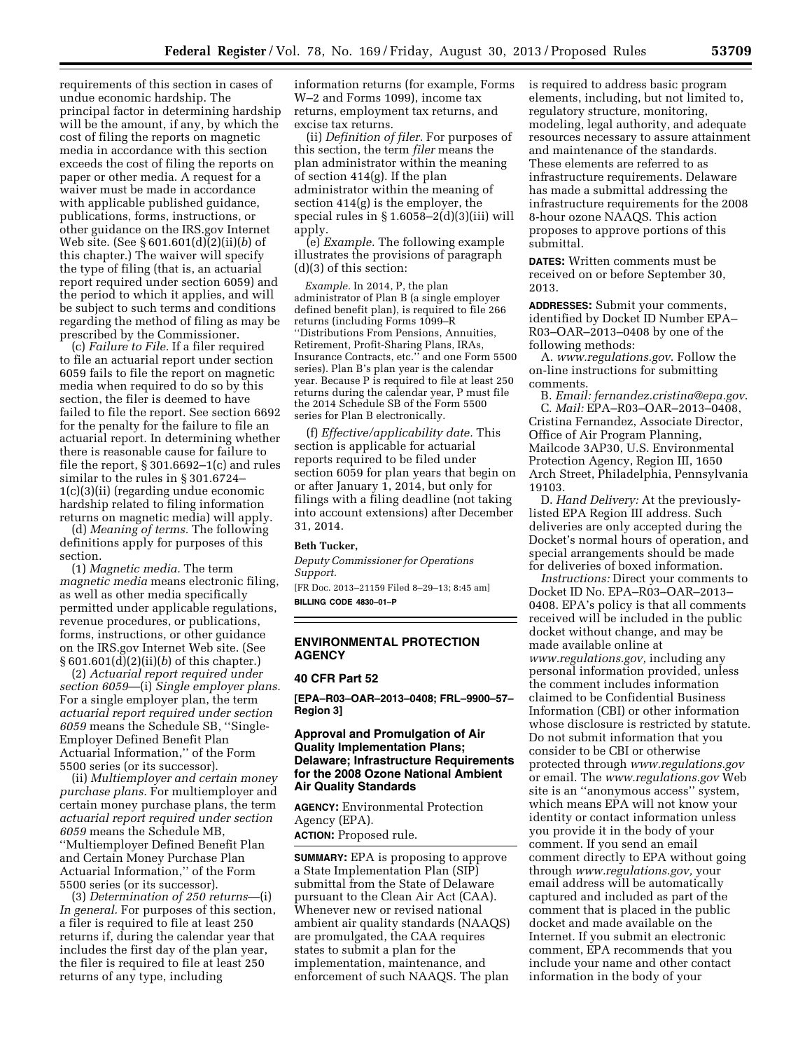requirements of this section in cases of undue economic hardship. The principal factor in determining hardship will be the amount, if any, by which the cost of filing the reports on magnetic media in accordance with this section exceeds the cost of filing the reports on paper or other media. A request for a waiver must be made in accordance with applicable published guidance, publications, forms, instructions, or other guidance on the IRS.gov Internet Web site. (See § 601.601(d)(2)(ii)(*b*) of this chapter.) The waiver will specify the type of filing (that is, an actuarial report required under section 6059) and the period to which it applies, and will be subject to such terms and conditions regarding the method of filing as may be prescribed by the Commissioner.

(c) *Failure to File.* If a filer required to file an actuarial report under section 6059 fails to file the report on magnetic media when required to do so by this section, the filer is deemed to have failed to file the report. See section 6692 for the penalty for the failure to file an actuarial report. In determining whether there is reasonable cause for failure to file the report, § 301.6692–1(c) and rules similar to the rules in § 301.6724–1(c)(3)(ii) (regarding undue economic hardship related to filing information returns on magnetic media) will apply.

(d) *Meaning of terms.* The following definitions apply for purposes of this section.

(1) *Magnetic media.* The term *magnetic media* means electronic filing, as well as other media specifically permitted under applicable regulations, revenue procedures, or publications, forms, instructions, or other guidance on the IRS.gov Internet Web site. (See § 601.601(d)(2)(ii)(*b*) of this chapter.)

(2) *Actuarial report required under section 6059*—(i) *Single employer plans.* For a single employer plan, the term *actuarial report required under section 6059* means the Schedule SB, ''Single-Employer Defined Benefit Plan Actuarial Information,'' of the Form 5500 series (or its successor).

(ii) *Multiemployer and certain money purchase plans.* For multiemployer and certain money purchase plans, the term *actuarial report required under section 6059* means the Schedule MB, ''Multiemployer Defined Benefit Plan and Certain Money Purchase Plan Actuarial Information,'' of the Form 5500 series (or its successor).

(3) *Determination of 250 returns*—(i) *In general.* For purposes of this section, a filer is required to file at least 250 returns if, during the calendar year that includes the first day of the plan year, the filer is required to file at least 250 returns of any type, including information returns (for example, Forms W–2 and Forms 1099), income tax returns, employment tax returns, and excise tax returns.

(ii) *Definition of filer.* For purposes of this section, the term *filer* means the plan administrator within the meaning of section 414(g). If the plan administrator within the meaning of section 414(g) is the employer, the special rules in § 1.6058–2(d)(3)(iii) will apply.

(e) *Example.* The following example illustrates the provisions of paragraph (d)(3) of this section:

*Example.* In 2014, P, the plan administrator of Plan B (a single employer defined benefit plan), is required to file 266 returns (including Forms 1099–R ''Distributions From Pensions, Annuities, Retirement, Profit-Sharing Plans, IRAs, Insurance Contracts, etc.'' and one Form 5500 series). Plan B's plan year is the calendar year. Because P is required to file at least 250 returns during the calendar year, P must file the 2014 Schedule SB of the Form 5500 series for Plan B electronically.

(f) *Effective/applicability date.* This section is applicable for actuarial reports required to be filed under section 6059 for plan years that begin on or after January 1, 2014, but only for filings with a filing deadline (not taking into account extensions) after December 31, 2014.

**Beth Tucker,**

*Deputy Commissioner for Operations Support.*

[FR Doc. 2013–21159 Filed 8–29–13; 8:45 am]

**BILLING CODE 4830–01–P**

## ENVIRONMENTAL PROTECTION AGENCY

### 40 CFR Part 52

**[EPA–R03–OAR–2013–0408; FRL–9900–57–Region 3]**

### Approval and Promulgation of Air Quality Implementation Plans; Delaware; Infrastructure Requirements for the 2008 Ozone National Ambient Air Quality Standards

**AGENCY:** Environmental Protection Agency (EPA).

**ACTION:** Proposed rule.

**SUMMARY:** EPA is proposing to approve a State Implementation Plan (SIP) submittal from the State of Delaware pursuant to the Clean Air Act (CAA). Whenever new or revised national ambient air quality standards (NAAQS) are promulgated, the CAA requires states to submit a plan for the implementation, maintenance, and enforcement of such NAAQS. The plan is required to address basic program elements, including, but not limited to, regulatory structure, monitoring, modeling, legal authority, and adequate resources necessary to assure attainment and maintenance of the standards. These elements are referred to as infrastructure requirements. Delaware has made a submittal addressing the infrastructure requirements for the 2008 8-hour ozone NAAQS. This action proposes to approve portions of this submittal.

**DATES:** Written comments must be received on or before September 30, 2013.

**ADDRESSES:** Submit your comments, identified by Docket ID Number EPA–R03–OAR–2013–0408 by one of the following methods:

A. *www.regulations.gov*. Follow the on-line instructions for submitting comments.

B. *Email: fernandez.cristina@epa.gov*.

C. *Mail:* EPA–R03–OAR–2013–0408, Cristina Fernandez, Associate Director, Office of Air Program Planning, Mailcode 3AP30, U.S. Environmental Protection Agency, Region III, 1650 Arch Street, Philadelphia, Pennsylvania 19103.

D. *Hand Delivery:* At the previously-listed EPA Region III address. Such deliveries are only accepted during the Docket's normal hours of operation, and special arrangements should be made for deliveries of boxed information.

*Instructions:* Direct your comments to Docket ID No. EPA–R03–OAR–2013–0408. EPA's policy is that all comments received will be included in the public docket without change, and may be made available online at *www.regulations.gov,* including any personal information provided, unless the comment includes information claimed to be Confidential Business Information (CBI) or other information whose disclosure is restricted by statute. Do not submit information that you consider to be CBI or otherwise protected through *www.regulations.gov* or email. The *www.regulations.gov* Web site is an ''anonymous access'' system, which means EPA will not know your identity or contact information unless you provide it in the body of your comment. If you send an email comment directly to EPA without going through *www.regulations.gov,* your email address will be automatically captured and included as part of the comment that is placed in the public docket and made available on the Internet. If you submit an electronic comment, EPA recommends that you include your name and other contact information in the body of your